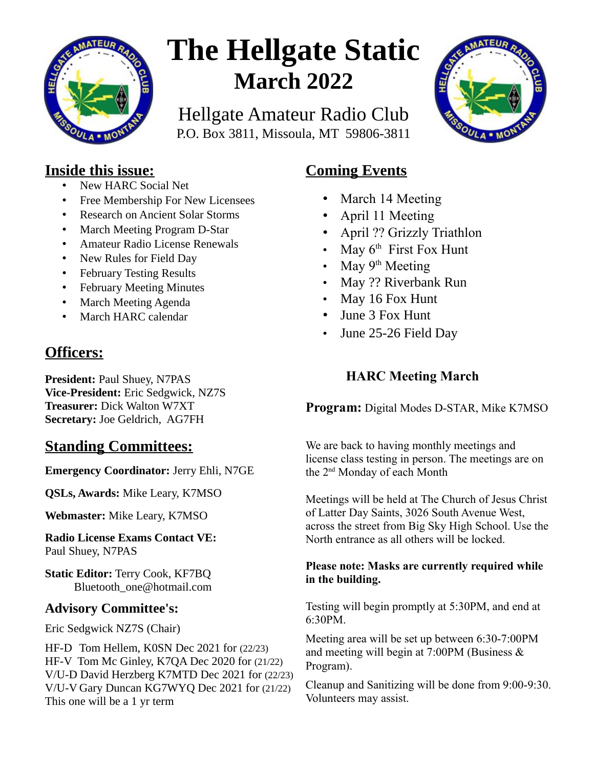# The Hellgate Static
## March 2022

Hellgate Amateur Radio Club
P.O. Box 3811, Missoula, MT 59806-3811

## Inside this issue:

- New HARC Social Net
- Free Membership For New Licensees
- Research on Ancient Solar Storms
- March Meeting Program D-Star
- Amateur Radio License Renewals
- New Rules for Field Day
- February Testing Results
- February Meeting Minutes
- March Meeting Agenda
- March HARC calendar

## Officers:

**President:** Paul Shuey, N7PAS
**Vice-President:** Eric Sedgwick, NZ7S
**Treasurer:** Dick Walton W7XT
**Secretary:** Joe Geldrich, AG7FH

## Standing Committees:

**Emergency Coordinator:** Jerry Ehli, N7GE

**QSLs, Awards:** Mike Leary, K7MSO

**Webmaster:** Mike Leary, K7MSO

**Radio License Exams Contact VE:** Paul Shuey, N7PAS

**Static Editor:** Terry Cook, KF7BQ
Bluetooth_one@hotmail.com

### Advisory Committee's:

Eric Sedgwick NZ7S (Chair)

HF-D Tom Hellem, K0SN Dec 2021 for (22/23)
HF-V Tom Mc Ginley, K7QA Dec 2020 for (21/22)
V/U-D David Herzberg K7MTD Dec 2021 for (22/23)
V/U-V Gary Duncan KG7WYQ Dec 2021 for (21/22)
This one will be a 1 yr term

## Coming Events

- March 14 Meeting
- April 11 Meeting
- April ?? Grizzly Triathlon
- May 6th First Fox Hunt
- May 9th Meeting
- May ?? Riverbank Run
- May 16 Fox Hunt
- June 3 Fox Hunt
- June 25-26 Field Day

### HARC Meeting March

**Program:** Digital Modes D-STAR, Mike K7MSO

We are back to having monthly meetings and license class testing in person. The meetings are on the 2nd Monday of each Month

Meetings will be held at The Church of Jesus Christ of Latter Day Saints, 3026 South Avenue West, across the street from Big Sky High School. Use the North entrance as all others will be locked.

**Please note: Masks are currently required while in the building.**

Testing will begin promptly at 5:30PM, and end at 6:30PM.

Meeting area will be set up between 6:30-7:00PM and meeting will begin at 7:00PM (Business & Program).

Cleanup and Sanitizing will be done from 9:00-9:30. Volunteers may assist.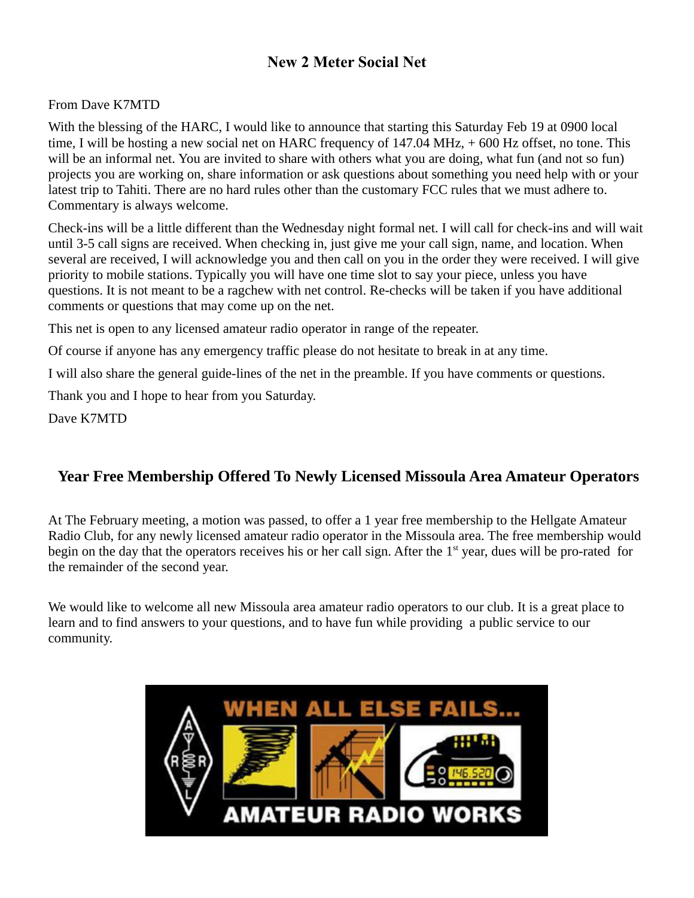## New 2 Meter Social Net

From Dave K7MTD

With the blessing of the HARC, I would like to announce that starting this Saturday Feb 19 at 0900 local time, I will be hosting a new social net on HARC frequency of 147.04 MHz, + 600 Hz offset, no tone. This will be an informal net. You are invited to share with others what you are doing, what fun (and not so fun) projects you are working on, share information or ask questions about something you need help with or your latest trip to Tahiti. There are no hard rules other than the customary FCC rules that we must adhere to. Commentary is always welcome.

Check-ins will be a little different than the Wednesday night formal net. I will call for check-ins and will wait until 3-5 call signs are received. When checking in, just give me your call sign, name, and location. When several are received, I will acknowledge you and then call on you in the order they were received. I will give priority to mobile stations. Typically you will have one time slot to say your piece, unless you have questions. It is not meant to be a ragchew with net control. Re-checks will be taken if you have additional comments or questions that may come up on the net.

This net is open to any licensed amateur radio operator in range of the repeater.

Of course if anyone has any emergency traffic please do not hesitate to break in at any time.

I will also share the general guide-lines of the net in the preamble. If you have comments or questions.

Thank you and I hope to hear from you Saturday.

Dave K7MTD

## Year Free Membership Offered To Newly Licensed Missoula Area Amateur Operators

At The February meeting, a motion was passed, to offer a 1 year free membership to the Hellgate Amateur Radio Club, for any newly licensed amateur radio operator in the Missoula area. The free membership would begin on the day that the operators receives his or her call sign. After the 1st year, dues will be pro-rated for the remainder of the second year.

We would like to welcome all new Missoula area amateur radio operators to our club. It is a great place to learn and to find answers to your questions, and to have fun while providing a public service to our community.

WHEN ALL ELSE FAILS... AMATEUR RADIO WORKS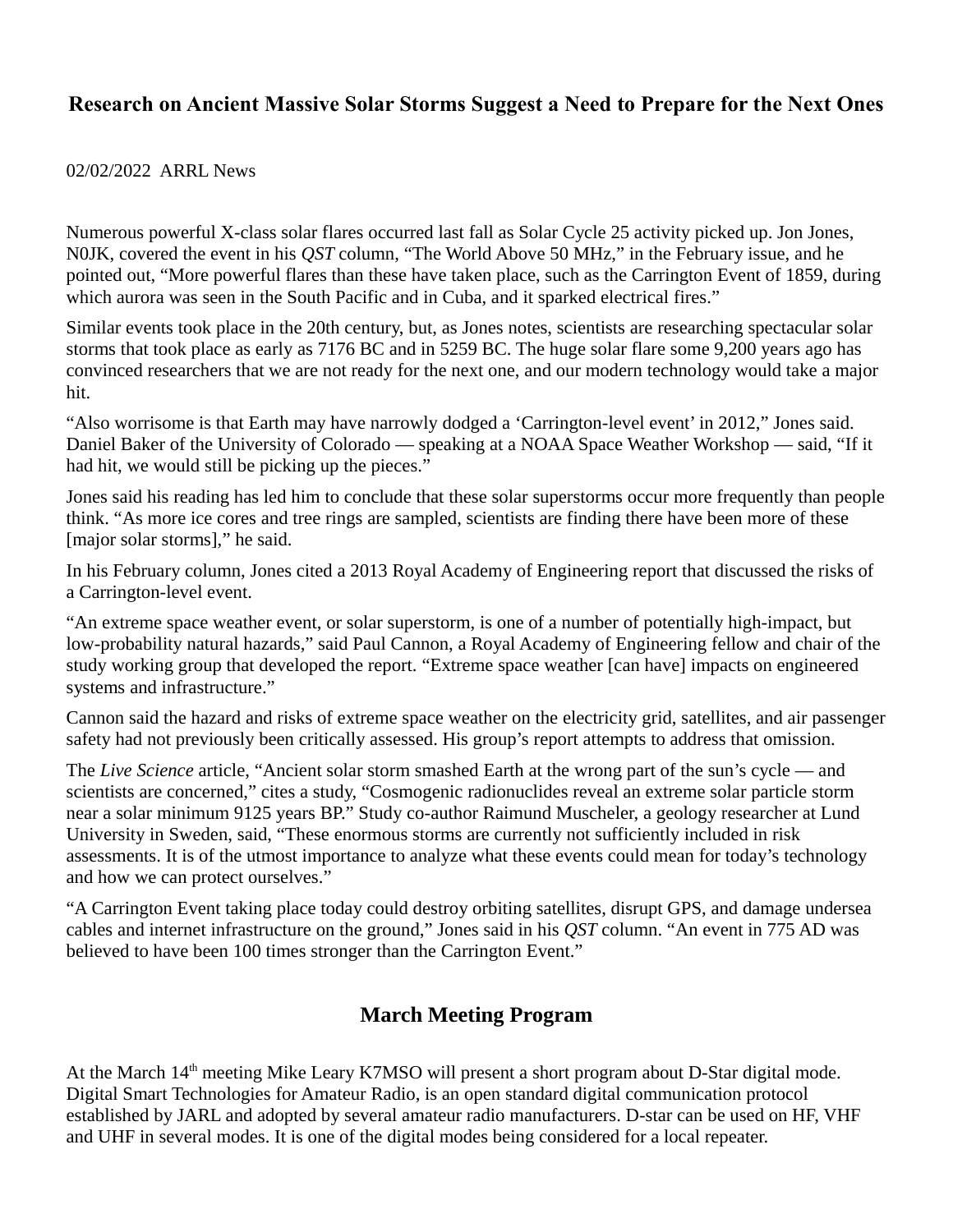## Research on Ancient Massive Solar Storms Suggest a Need to Prepare for the Next Ones

02/02/2022 ARRL News

Numerous powerful X-class solar flares occurred last fall as Solar Cycle 25 activity picked up. Jon Jones, N0JK, covered the event in his *QST* column, "The World Above 50 MHz," in the February issue, and he pointed out, "More powerful flares than these have taken place, such as the Carrington Event of 1859, during which aurora was seen in the South Pacific and in Cuba, and it sparked electrical fires."

Similar events took place in the 20th century, but, as Jones notes, scientists are researching spectacular solar storms that took place as early as 7176 BC and in 5259 BC. The huge solar flare some 9,200 years ago has convinced researchers that we are not ready for the next one, and our modern technology would take a major hit.

"Also worrisome is that Earth may have narrowly dodged a 'Carrington-level event' in 2012," Jones said. Daniel Baker of the University of Colorado — speaking at a NOAA Space Weather Workshop — said, "If it had hit, we would still be picking up the pieces."

Jones said his reading has led him to conclude that these solar superstorms occur more frequently than people think. "As more ice cores and tree rings are sampled, scientists are finding there have been more of these [major solar storms]," he said.

In his February column, Jones cited a 2013 Royal Academy of Engineering report that discussed the risks of a Carrington-level event.

"An extreme space weather event, or solar superstorm, is one of a number of potentially high-impact, but low-probability natural hazards," said Paul Cannon, a Royal Academy of Engineering fellow and chair of the study working group that developed the report. "Extreme space weather [can have] impacts on engineered systems and infrastructure."

Cannon said the hazard and risks of extreme space weather on the electricity grid, satellites, and air passenger safety had not previously been critically assessed. His group's report attempts to address that omission.

The *Live Science* article, "Ancient solar storm smashed Earth at the wrong part of the sun's cycle — and scientists are concerned," cites a study, "Cosmogenic radionuclides reveal an extreme solar particle storm near a solar minimum 9125 years BP." Study co-author Raimund Muscheler, a geology researcher at Lund University in Sweden, said, "These enormous storms are currently not sufficiently included in risk assessments. It is of the utmost importance to analyze what these events could mean for today's technology and how we can protect ourselves."

"A Carrington Event taking place today could destroy orbiting satellites, disrupt GPS, and damage undersea cables and internet infrastructure on the ground," Jones said in his *QST* column. "An event in 775 AD was believed to have been 100 times stronger than the Carrington Event."

## March Meeting Program

At the March 14th meeting Mike Leary K7MSO will present a short program about D-Star digital mode. Digital Smart Technologies for Amateur Radio, is an open standard digital communication protocol established by JARL and adopted by several amateur radio manufacturers. D-star can be used on HF, VHF and UHF in several modes. It is one of the digital modes being considered for a local repeater.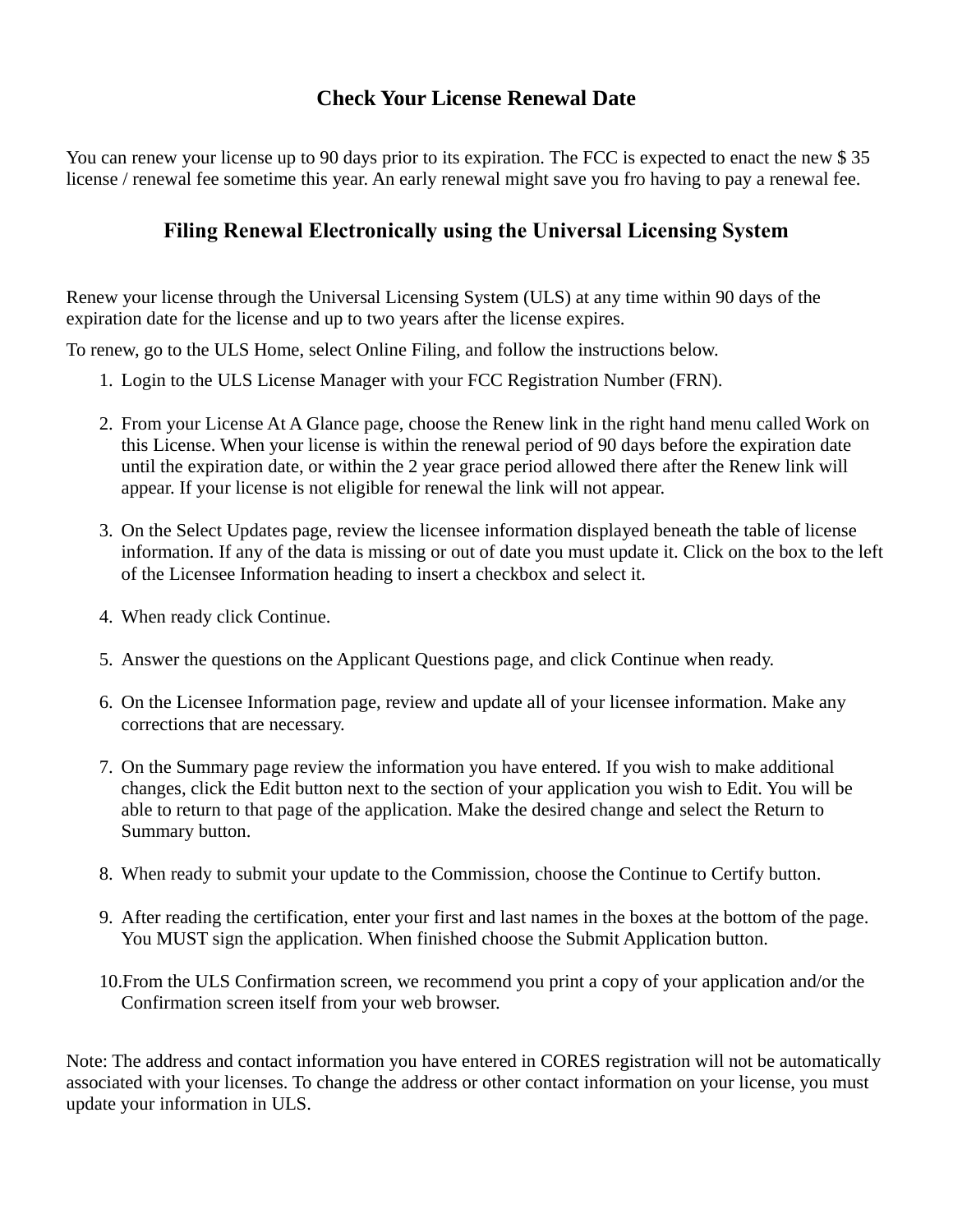## Check Your License Renewal Date

You can renew your license up to 90 days prior to its expiration. The FCC is expected to enact the new $ 35 license / renewal fee sometime this year. An early renewal might save you fro having to pay a renewal fee.

## Filing Renewal Electronically using the Universal Licensing System

Renew your license through the Universal Licensing System (ULS) at any time within 90 days of the expiration date for the license and up to two years after the license expires.

To renew, go to the ULS Home, select Online Filing, and follow the instructions below.

1. Login to the ULS License Manager with your FCC Registration Number (FRN).
2. From your License At A Glance page, choose the Renew link in the right hand menu called Work on this License. When your license is within the renewal period of 90 days before the expiration date until the expiration date, or within the 2 year grace period allowed there after the Renew link will appear. If your license is not eligible for renewal the link will not appear.
3. On the Select Updates page, review the licensee information displayed beneath the table of license information. If any of the data is missing or out of date you must update it. Click on the box to the left of the Licensee Information heading to insert a checkbox and select it.
4. When ready click Continue.
5. Answer the questions on the Applicant Questions page, and click Continue when ready.
6. On the Licensee Information page, review and update all of your licensee information. Make any corrections that are necessary.
7. On the Summary page review the information you have entered. If you wish to make additional changes, click the Edit button next to the section of your application you wish to Edit. You will be able to return to that page of the application. Make the desired change and select the Return to Summary button.
8. When ready to submit your update to the Commission, choose the Continue to Certify button.
9. After reading the certification, enter your first and last names in the boxes at the bottom of the page. You MUST sign the application. When finished choose the Submit Application button.
10. From the ULS Confirmation screen, we recommend you print a copy of your application and/or the Confirmation screen itself from your web browser.

Note: The address and contact information you have entered in CORES registration will not be automatically associated with your licenses. To change the address or other contact information on your license, you must update your information in ULS.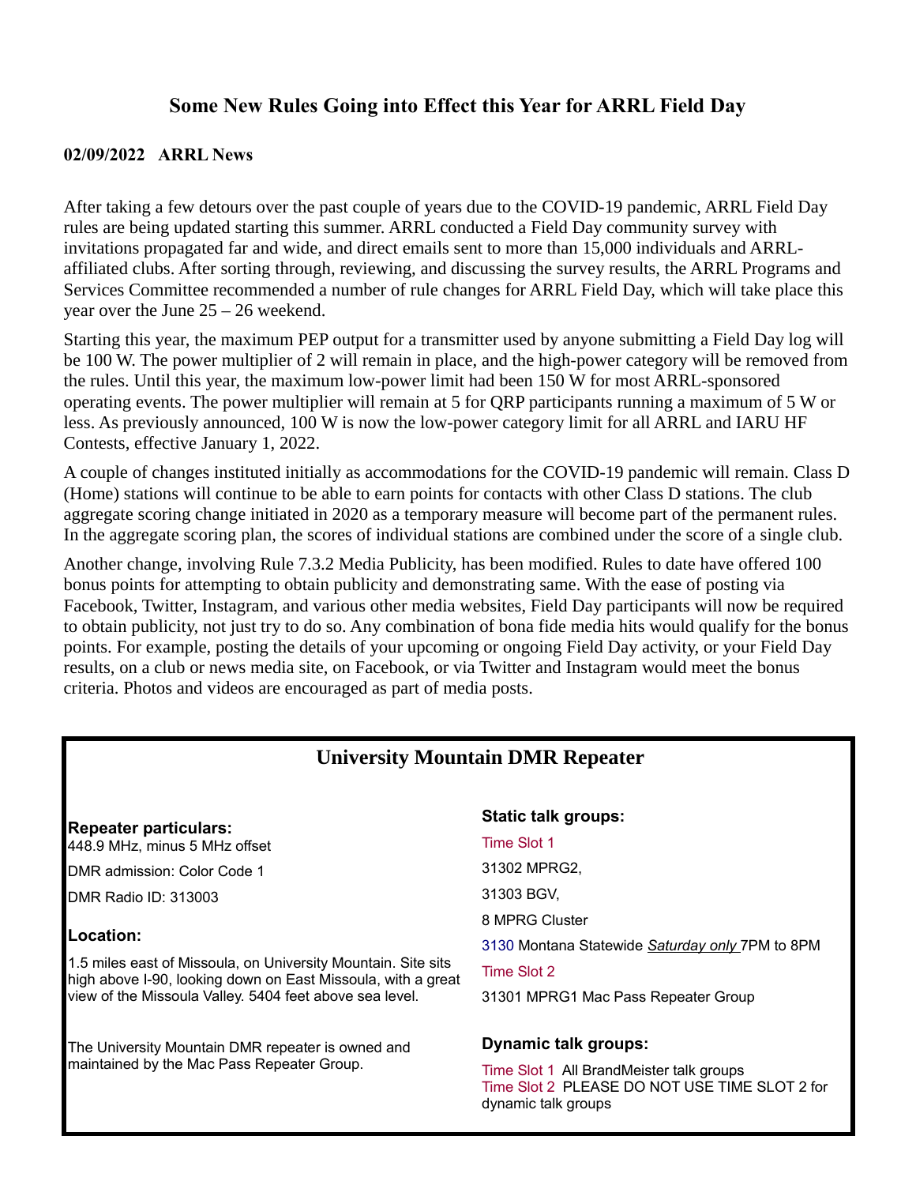## Some New Rules Going into Effect this Year for ARRL Field Day

**02/09/2022 ARRL News**

After taking a few detours over the past couple of years due to the COVID-19 pandemic, ARRL Field Day rules are being updated starting this summer. ARRL conducted a Field Day community survey with invitations propagated far and wide, and direct emails sent to more than 15,000 individuals and ARRL-affiliated clubs. After sorting through, reviewing, and discussing the survey results, the ARRL Programs and Services Committee recommended a number of rule changes for ARRL Field Day, which will take place this year over the June 25 – 26 weekend.

Starting this year, the maximum PEP output for a transmitter used by anyone submitting a Field Day log will be 100 W. The power multiplier of 2 will remain in place, and the high-power category will be removed from the rules. Until this year, the maximum low-power limit had been 150 W for most ARRL-sponsored operating events. The power multiplier will remain at 5 for QRP participants running a maximum of 5 W or less. As previously announced, 100 W is now the low-power category limit for all ARRL and IARU HF Contests, effective January 1, 2022.

A couple of changes instituted initially as accommodations for the COVID-19 pandemic will remain. Class D (Home) stations will continue to be able to earn points for contacts with other Class D stations. The club aggregate scoring change initiated in 2020 as a temporary measure will become part of the permanent rules. In the aggregate scoring plan, the scores of individual stations are combined under the score of a single club.

Another change, involving Rule 7.3.2 Media Publicity, has been modified. Rules to date have offered 100 bonus points for attempting to obtain publicity and demonstrating same. With the ease of posting via Facebook, Twitter, Instagram, and various other media websites, Field Day participants will now be required to obtain publicity, not just try to do so. Any combination of bona fide media hits would qualify for the bonus points. For example, posting the details of your upcoming or ongoing Field Day activity, or your Field Day results, on a club or news media site, on Facebook, or via Twitter and Instagram would meet the bonus criteria. Photos and videos are encouraged as part of media posts.

## University Mountain DMR Repeater

**Repeater particulars:**

448.9 MHz, minus 5 MHz offset

DMR admission: Color Code 1

DMR Radio ID: 313003

**Location:**

1.5 miles east of Missoula, on University Mountain. Site sits high above I-90, looking down on East Missoula, with a great view of the Missoula Valley. 5404 feet above sea level.

The University Mountain DMR repeater is owned and maintained by the Mac Pass Repeater Group.

**Static talk groups:**

Time Slot 1

31302 MPRG2,

31303 BGV,

8 MPRG Cluster

3130 Montana Statewide *Saturday only* 7PM to 8PM

Time Slot 2

31301 MPRG1 Mac Pass Repeater Group

**Dynamic talk groups:**

Time Slot 1 All BrandMeister talk groups

Time Slot 2 PLEASE DO NOT USE TIME SLOT 2 for dynamic talk groups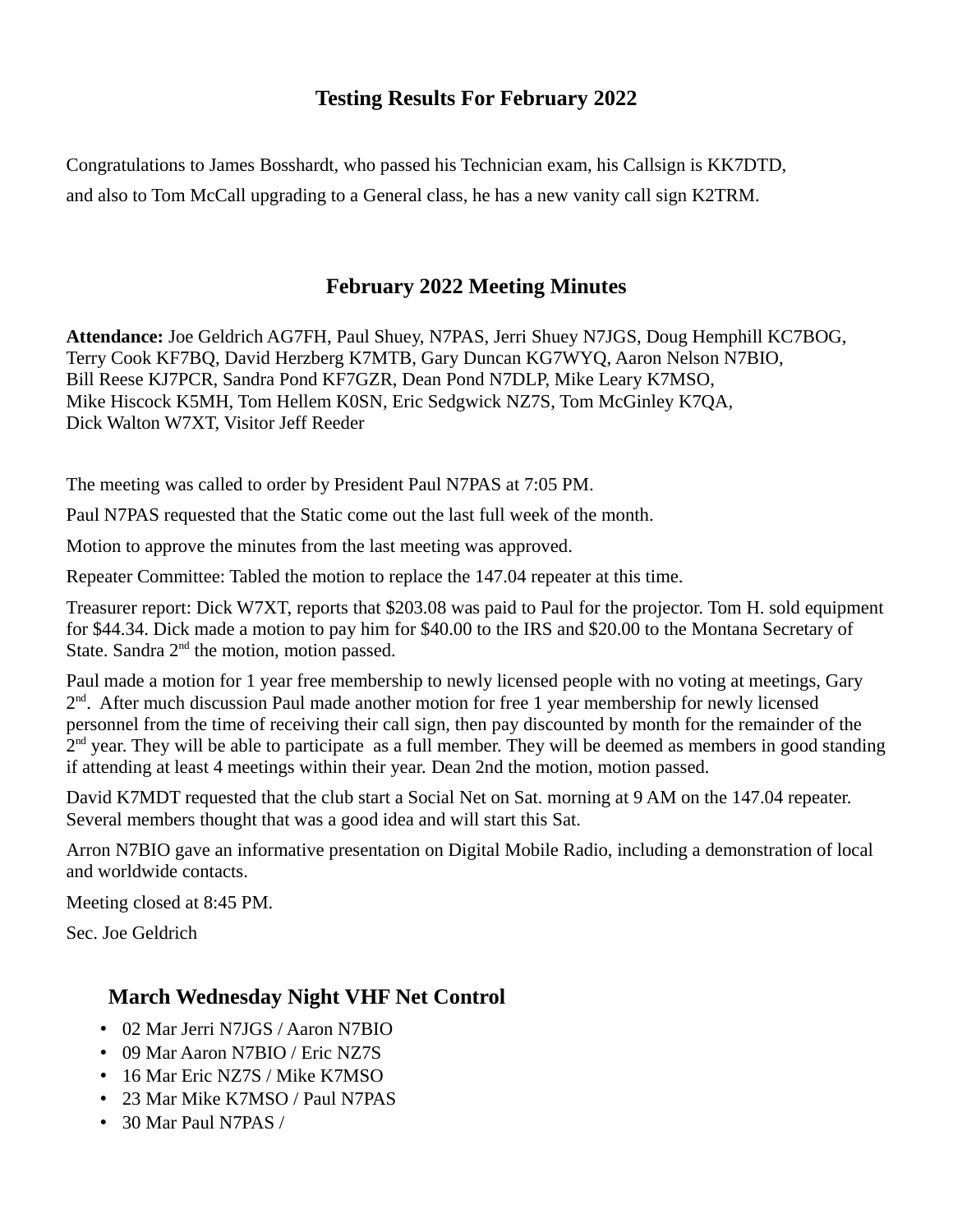## Testing Results For February 2022

Congratulations to James Bosshardt, who passed his Technician exam, his Callsign is KK7DTD, and also to Tom McCall upgrading to a General class, he has a new vanity call sign K2TRM.

## February 2022 Meeting Minutes

**Attendance:** Joe Geldrich AG7FH, Paul Shuey, N7PAS, Jerri Shuey N7JGS, Doug Hemphill KC7BOG, Terry Cook KF7BQ, David Herzberg K7MTB, Gary Duncan KG7WYQ, Aaron Nelson N7BIO, Bill Reese KJ7PCR, Sandra Pond KF7GZR, Dean Pond N7DLP, Mike Leary K7MSO, Mike Hiscock K5MH, Tom Hellem K0SN, Eric Sedgwick NZ7S, Tom McGinley K7QA, Dick Walton W7XT, Visitor Jeff Reeder

The meeting was called to order by President Paul N7PAS at 7:05 PM.

Paul N7PAS requested that the Static come out the last full week of the month.

Motion to approve the minutes from the last meeting was approved.

Repeater Committee: Tabled the motion to replace the 147.04 repeater at this time.

Treasurer report: Dick W7XT, reports that $203.08 was paid to Paul for the projector. Tom H. sold equipment for $44.34. Dick made a motion to pay him for $40.00 to the IRS and $20.00 to the Montana Secretary of State. Sandra 2nd the motion, motion passed.

Paul made a motion for 1 year free membership to newly licensed people with no voting at meetings, Gary 2nd. After much discussion Paul made another motion for free 1 year membership for newly licensed personnel from the time of receiving their call sign, then pay discounted by month for the remainder of the 2nd year. They will be able to participate as a full member. They will be deemed as members in good standing if attending at least 4 meetings within their year. Dean 2nd the motion, motion passed.

David K7MDT requested that the club start a Social Net on Sat. morning at 9 AM on the 147.04 repeater. Several members thought that was a good idea and will start this Sat.

Arron N7BIO gave an informative presentation on Digital Mobile Radio, including a demonstration of local and worldwide contacts.

Meeting closed at 8:45 PM.

Sec. Joe Geldrich

### March Wednesday Night VHF Net Control

- 02 Mar Jerri N7JGS / Aaron N7BIO
- 09 Mar Aaron N7BIO / Eric NZ7S
- 16 Mar Eric NZ7S / Mike K7MSO
- 23 Mar Mike K7MSO / Paul N7PAS
- 30 Mar Paul N7PAS /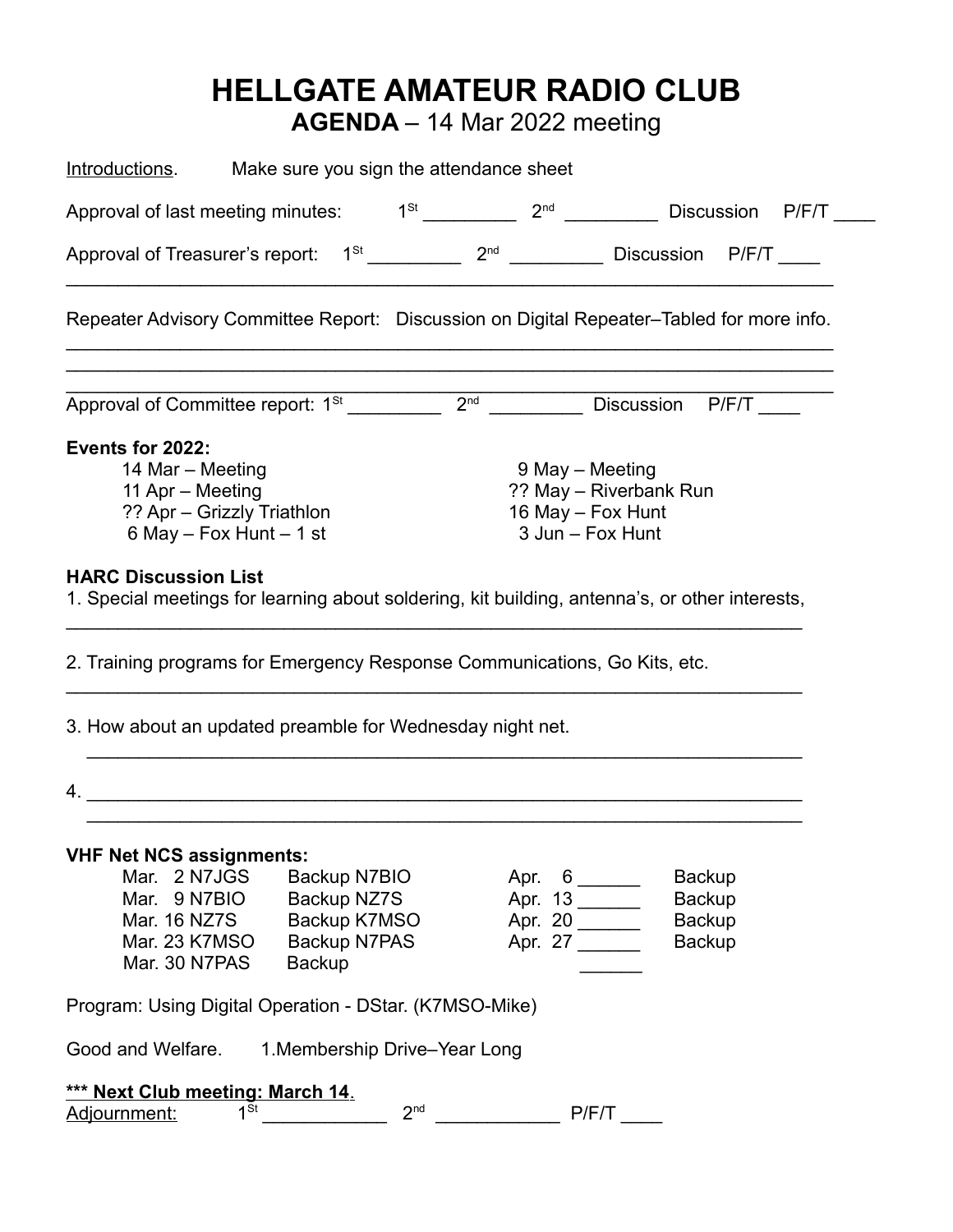# HELLGATE AMATEUR RADIO CLUB

## AGENDA – 14 Mar 2022 meeting

Introductions. Make sure you sign the attendance sheet

Approval of last meeting minutes: 1st _________ 2nd _________ Discussion P/F/T ____

Approval of Treasurer's report: 1st _________ 2nd _________ Discussion P/F/T ____

Repeater Advisory Committee Report: Discussion on Digital Repeater–Tabled for more info.

Approval of Committee report: 1st _________ 2nd _________ Discussion P/F/T ____

**Events for 2022:**

| | |
|---|---|
| 14 Mar – Meeting | 9 May – Meeting |
| 11 Apr – Meeting | ?? May – Riverbank Run |
| ?? Apr – Grizzly Triathlon | 16 May – Fox Hunt |
| 6 May – Fox Hunt – 1 st | 3 Jun – Fox Hunt |

**HARC Discussion List**

1. Special meetings for learning about soldering, kit building, antenna's, or other interests,

2. Training programs for Emergency Response Communications, Go Kits, etc.

3. How about an updated preamble for Wednesday night net.

4. _________________________________________________

**VHF Net NCS assignments:**

| | | | |
|---|---|---|---|
| Mar. 2 N7JGS | Backup N7BIO | Apr. 6 ______ | Backup |
| Mar. 9 N7BIO | Backup NZ7S | Apr. 13 ______ | Backup |
| Mar. 16 NZ7S | Backup K7MSO | Apr. 20 ______ | Backup |
| Mar. 23 K7MSO | Backup N7PAS | Apr. 27 ______ | Backup |
| Mar. 30 N7PAS | Backup | ______ | |

Program: Using Digital Operation - DStar. (K7MSO-Mike)

Good and Welfare. 1.Membership Drive–Year Long

**\*\*\* Next Club meeting: March 14.**

Adjournment: 1st ____________ 2nd ____________ P/F/T ____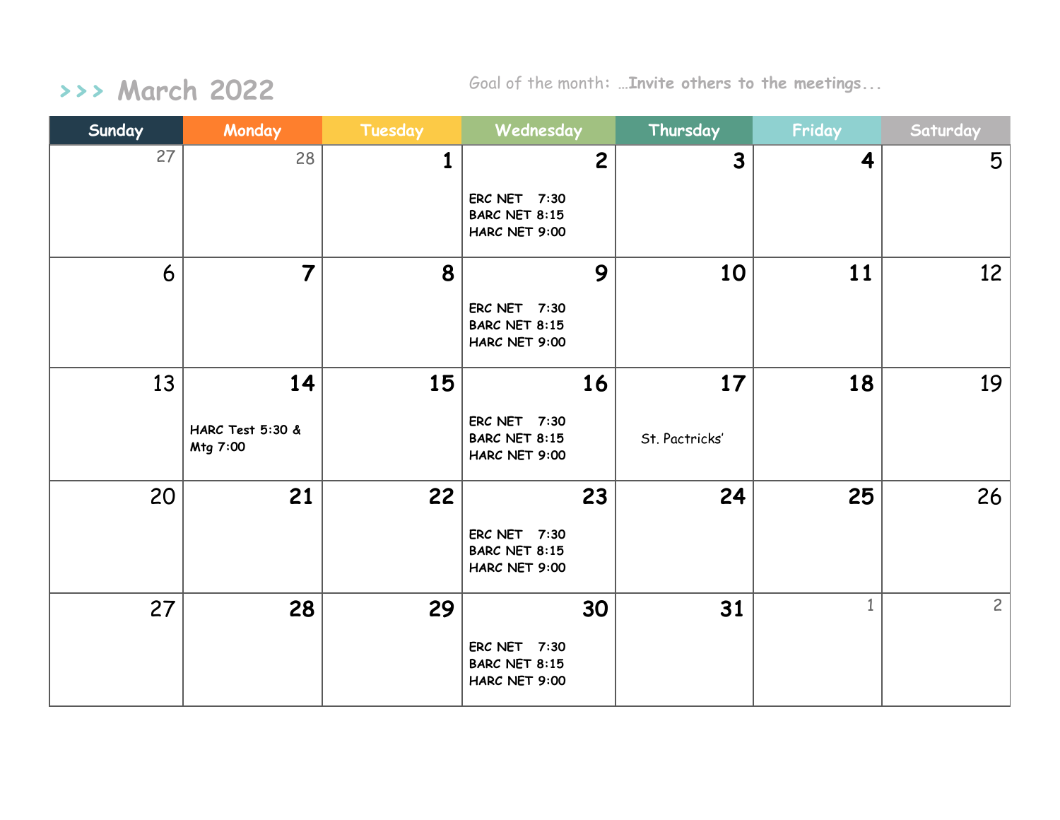# >>> March 2022

Goal of the month: …**Invite others to the meetings**…

| Sunday | Monday | Tuesday | Wednesday | Thursday | Friday | Saturday |
|---|---|---|---|---|---|---|
| 27 | 28 | 1 | 2<br>ERC NET 7:30<br>BARC NET 8:15<br>HARC NET 9:00 | 3 | 4 | 5 |
| 6 | 7 | 8 | 9<br>ERC NET 7:30<br>BARC NET 8:15<br>HARC NET 9:00 | 10 | 11 | 12 |
| 13 | 14<br>HARC Test 5:30 & Mtg 7:00 | 15 | 16<br>ERC NET 7:30<br>BARC NET 8:15<br>HARC NET 9:00 | 17<br>St. Pactricks' | 18 | 19 |
| 20 | 21 | 22 | 23<br>ERC NET 7:30<br>BARC NET 8:15<br>HARC NET 9:00 | 24 | 25 | 26 |
| 27 | 28 | 29 | 30<br>ERC NET 7:30<br>BARC NET 8:15<br>HARC NET 9:00 | 31 | 1 | 2 |